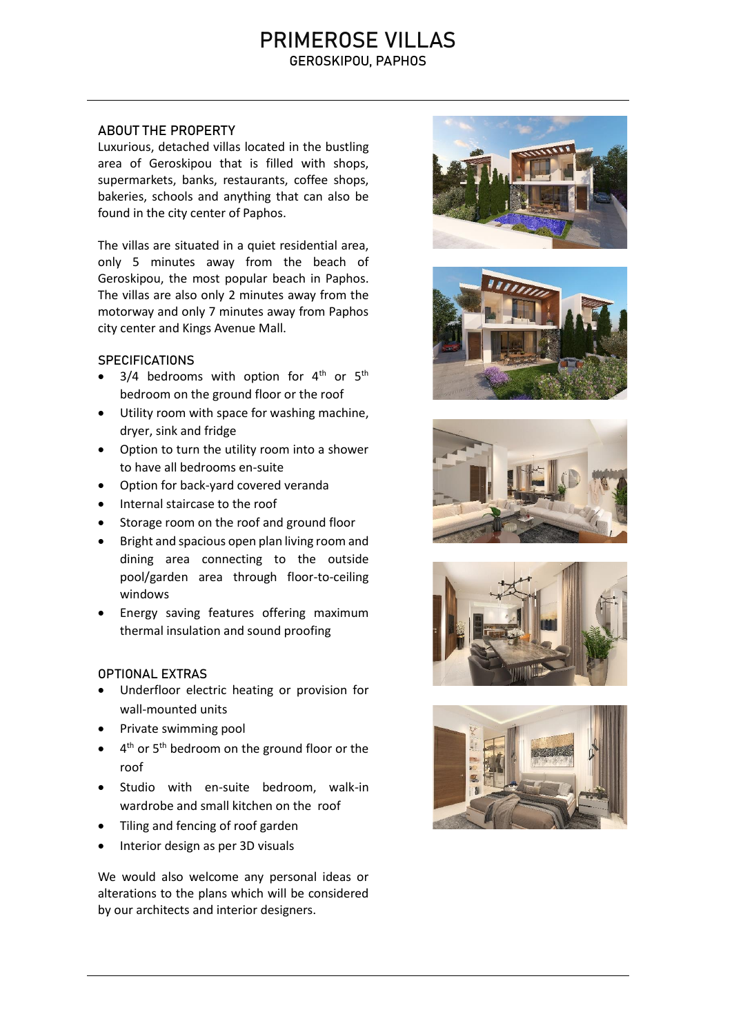# PRIMEROSE VILLAS

GEROSKIPOU, PAPHOS

## ABOUT THE PROPERTY

Luxurious, detached villas located in the bustling area of Geroskipou that is filled with shops, supermarkets, banks, restaurants, coffee shops, bakeries, schools and anything that can also be found in the city center of Paphos.

The villas are situated in a quiet residential area, only 5 minutes away from the beach of Geroskipou, the most popular beach in Paphos. The villas are also only 2 minutes away from the motorway and only 7 minutes away from Paphos city center and Kings Avenue Mall.

## SPECIFICATIONS

- 3/4 bedrooms with option for 4th or 5th bedroom on the ground floor or the roof
- Utility room with space for washing machine, dryer, sink and fridge
- Option to turn the utility room into a shower to have all bedrooms en-suite
- Option for back-yard covered veranda
- Internal staircase to the roof
- Storage room on the roof and ground floor
- Bright and spacious open plan living room and dining area connecting to the outside pool/garden area through floor-to-ceiling windows
- Energy saving features offering maximum thermal insulation and sound proofing

## OPTIONAL EXTRAS

- Underfloor electric heating or provision for wall-mounted units
- Private swimming pool
- 4th or 5th bedroom on the ground floor or the roof
- Studio with en-suite bedroom, walk-in wardrobe and small kitchen on the roof
- Tiling and fencing of roof garden
- Interior design as per 3D visuals

We would also welcome any personal ideas or alterations to the plans which will be considered by our architects and interior designers.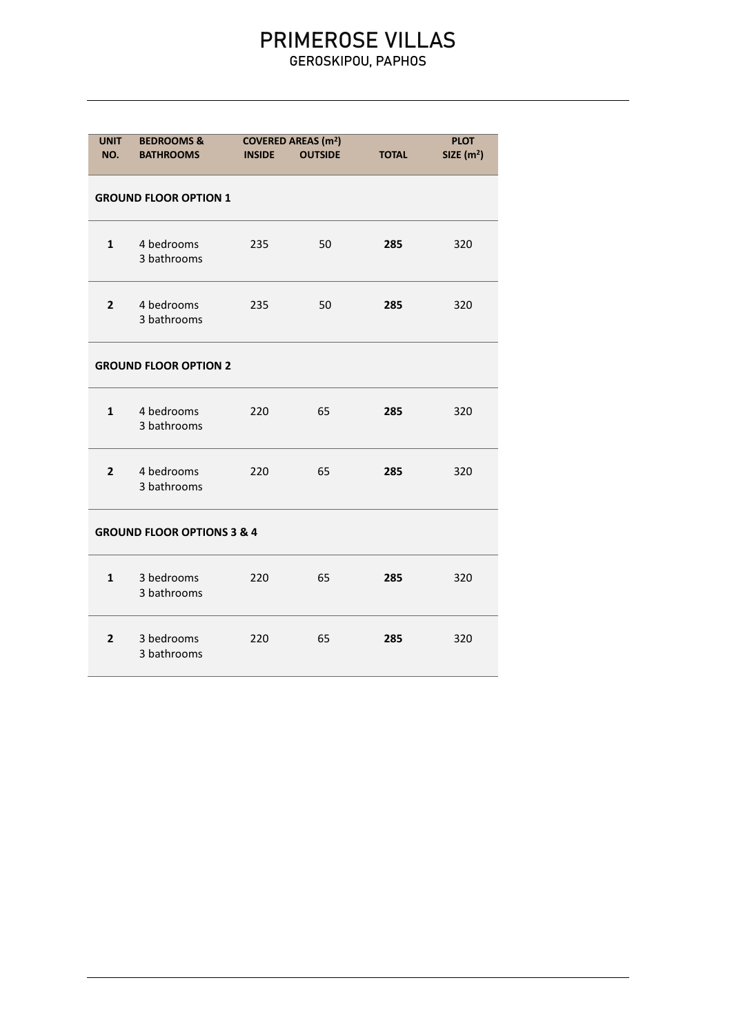# PRIMEROSE VILLAS
## GEROSKIPOU, PAPHOS

| UNIT NO. | BEDROOMS & BATHROOMS | COVERED AREAS ($m^2$) | | TOTAL | PLOT SIZE ($m^2$) |
|---|---|---|---|---|---|
| | | INSIDE | OUTSIDE | | |
| **GROUND FLOOR OPTION 1** | | | | | |
| **1** | 4 bedrooms 3 bathrooms | 235 | 50 | **285** | 320 |
| **2** | 4 bedrooms 3 bathrooms | 235 | 50 | **285** | 320 |
| **GROUND FLOOR OPTION 2** | | | | | |
| **1** | 4 bedrooms 3 bathrooms | 220 | 65 | **285** | 320 |
| **2** | 4 bedrooms 3 bathrooms | 220 | 65 | **285** | 320 |
| **GROUND FLOOR OPTIONS 3 & 4** | | | | | |
| **1** | 3 bedrooms 3 bathrooms | 220 | 65 | **285** | 320 |
| **2** | 3 bedrooms 3 bathrooms | 220 | 65 | **285** | 320 |